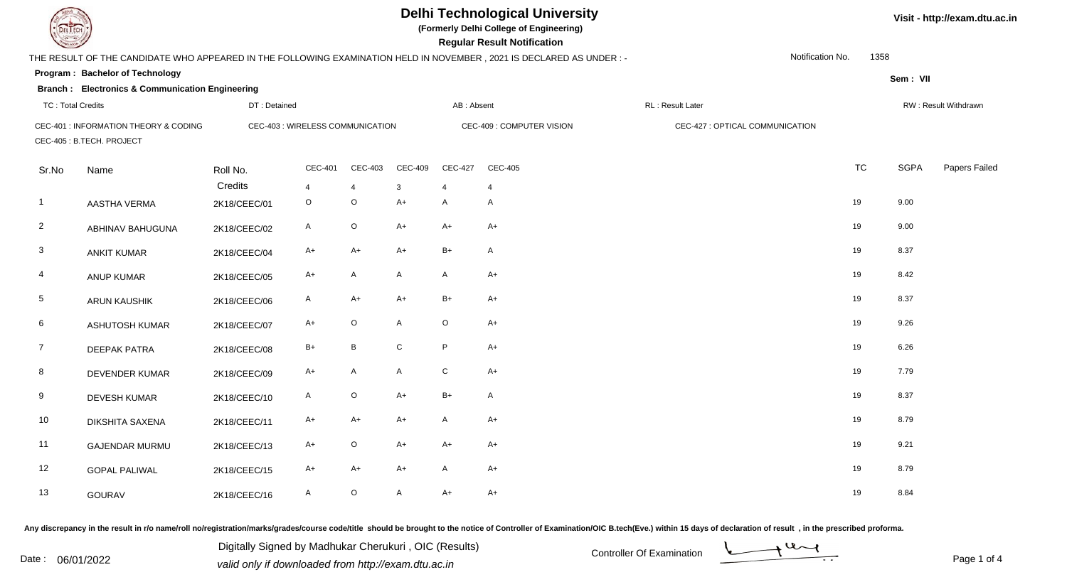# Delhi Technological University

**(Formerly Delhi College of Engineering)**

**Regular Result Notification**

Visit - http://exam.dtu.ac.in

THE RESULT OF THE CANDIDATE WHO APPEARED IN THE FOLLOWING EXAMINATION HELD IN NOVEMBER , 2021 IS DECLARED AS UNDER : -

Notification No. 1358

**Program : Bachelor of Technology**

**Sem : VII**

**Branch : Electronics & Communication Engineering**

TC : Total Credits | DT : Detained | AB : Absent | RL : Result Later | RW : Result Withdrawn

CEC-401 : INFORMATION THEORY & CODING | CEC-403 : WIRELESS COMMUNICATION | CEC-409 : COMPUTER VISION | CEC-427 : OPTICAL COMMUNICATION | CEC-405 : B.TECH. PROJECT

| Sr.No | Name | Roll No. | CEC-401 | CEC-403 | CEC-409 | CEC-427 | CEC-405 | TC | SGPA | Papers Failed |
|---|---|---|---|---|---|---|---|---|---|---|
| | | Credits | 4 | 4 | 3 | 4 | 4 | | | |
| 1 | AASTHA VERMA | 2K18/CEEC/01 | O | O | A+ | A | A | 19 | 9.00 | |
| 2 | ABHINAV BAHUGUNA | 2K18/CEEC/02 | A | O | A+ | A+ | A+ | 19 | 9.00 | |
| 3 | ANKIT KUMAR | 2K18/CEEC/04 | A+ | A+ | A+ | B+ | A | 19 | 8.37 | |
| 4 | ANUP KUMAR | 2K18/CEEC/05 | A+ | A | A | A | A+ | 19 | 8.42 | |
| 5 | ARUN KAUSHIK | 2K18/CEEC/06 | A | A+ | A+ | B+ | A+ | 19 | 8.37 | |
| 6 | ASHUTOSH KUMAR | 2K18/CEEC/07 | A+ | O | A | O | A+ | 19 | 9.26 | |
| 7 | DEEPAK PATRA | 2K18/CEEC/08 | B+ | B | C | P | A+ | 19 | 6.26 | |
| 8 | DEVENDER KUMAR | 2K18/CEEC/09 | A+ | A | A | C | A+ | 19 | 7.79 | |
| 9 | DEVESH KUMAR | 2K18/CEEC/10 | A | O | A+ | B+ | A | 19 | 8.37 | |
| 10 | DIKSHITA SAXENA | 2K18/CEEC/11 | A+ | A+ | A+ | A | A+ | 19 | 8.79 | |
| 11 | GAJENDAR MURMU | 2K18/CEEC/13 | A+ | O | A+ | A+ | A+ | 19 | 9.21 | |
| 12 | GOPAL PALIWAL | 2K18/CEEC/15 | A+ | A+ | A+ | A | A+ | 19 | 8.79 | |
| 13 | GOURAV | 2K18/CEEC/16 | A | O | A | A+ | A+ | 19 | 8.84 | |

Any discrepancy in the result in r/o name/roll no/registration/marks/grades/course code/title should be brought to the notice of Controller of Examination/OIC B.tech(Eve.) within 15 days of declaration of result , in the prescribed proforma.

Date : 06/01/2022

Digitally Signed by Madhukar Cherukuri , OIC (Results)

valid only if downloaded from http://exam.dtu.ac.in

Controller Of Examination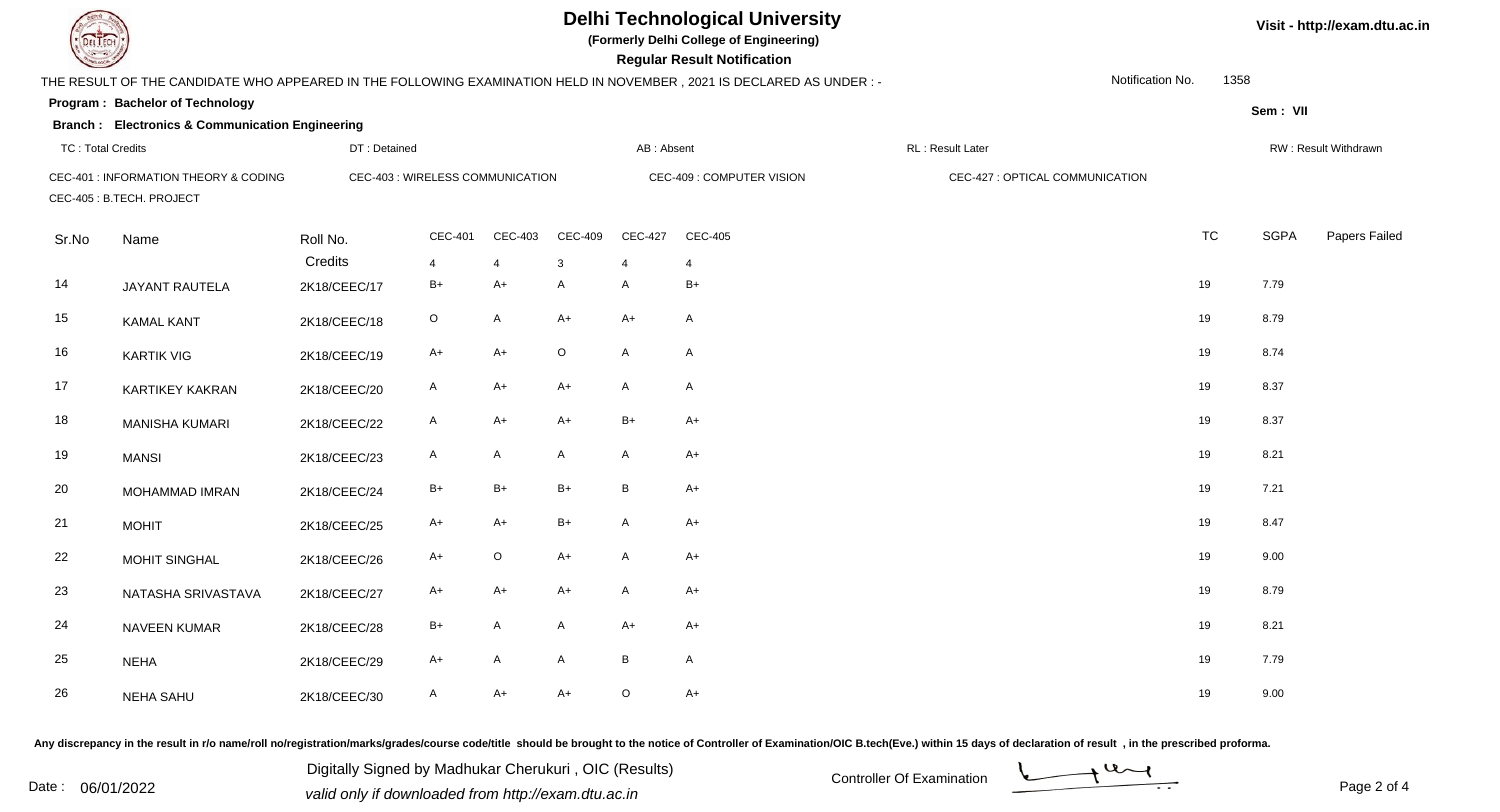# Delhi Technological University

**(Formerly Delhi College of Engineering)**

**Regular Result Notification**

Visit - http://exam.dtu.ac.in

THE RESULT OF THE CANDIDATE WHO APPEARED IN THE FOLLOWING EXAMINATION HELD IN NOVEMBER , 2021 IS DECLARED AS UNDER : -

Notification No. 1358

**Program : Bachelor of Technology**

**Sem : VII**

**Branch : Electronics & Communication Engineering**

TC : Total Credits | DT : Detained | AB : Absent | RL : Result Later | RW : Result Withdrawn

CEC-401 : INFORMATION THEORY & CODING | CEC-403 : WIRELESS COMMUNICATION | CEC-409 : COMPUTER VISION | CEC-427 : OPTICAL COMMUNICATION | CEC-405 : B.TECH. PROJECT

| Sr.No | Name | Roll No. | CEC-401 | CEC-403 | CEC-409 | CEC-427 | CEC-405 | TC | SGPA | Papers Failed |
|---|---|---|---|---|---|---|---|---|---|---|
| | | Credits | 4 | 4 | 3 | 4 | 4 | | | |
| 14 | JAYANT RAUTELA | 2K18/CEEC/17 | B+ | A+ | A | A | B+ | 19 | 7.79 | |
| 15 | KAMAL KANT | 2K18/CEEC/18 | O | A | A+ | A+ | A | 19 | 8.79 | |
| 16 | KARTIK VIG | 2K18/CEEC/19 | A+ | A+ | O | A | A | 19 | 8.74 | |
| 17 | KARTIKEY KAKRAN | 2K18/CEEC/20 | A | A+ | A+ | A | A | 19 | 8.37 | |
| 18 | MANISHA KUMARI | 2K18/CEEC/22 | A | A+ | A+ | B+ | A+ | 19 | 8.37 | |
| 19 | MANSI | 2K18/CEEC/23 | A | A | A | A | A+ | 19 | 8.21 | |
| 20 | MOHAMMAD IMRAN | 2K18/CEEC/24 | B+ | B+ | B+ | B | A+ | 19 | 7.21 | |
| 21 | MOHIT | 2K18/CEEC/25 | A+ | A+ | B+ | A | A+ | 19 | 8.47 | |
| 22 | MOHIT SINGHAL | 2K18/CEEC/26 | A+ | O | A+ | A | A+ | 19 | 9.00 | |
| 23 | NATASHA SRIVASTAVA | 2K18/CEEC/27 | A+ | A+ | A+ | A | A+ | 19 | 8.79 | |
| 24 | NAVEEN KUMAR | 2K18/CEEC/28 | B+ | A | A | A+ | A+ | 19 | 8.21 | |
| 25 | NEHA | 2K18/CEEC/29 | A+ | A | A | B | A | 19 | 7.79 | |
| 26 | NEHA SAHU | 2K18/CEEC/30 | A | A+ | A+ | O | A+ | 19 | 9.00 | |

Any discrepancy in the result in r/o name/roll no/registration/marks/grades/course code/title should be brought to the notice of Controller of Examination/OIC B.tech(Eve.) within 15 days of declaration of result , in the prescribed proforma.

Date : 06/01/2022

Digitally Signed by Madhukar Cherukuri , OIC (Results)

valid only if downloaded from http://exam.dtu.ac.in

Controller Of Examination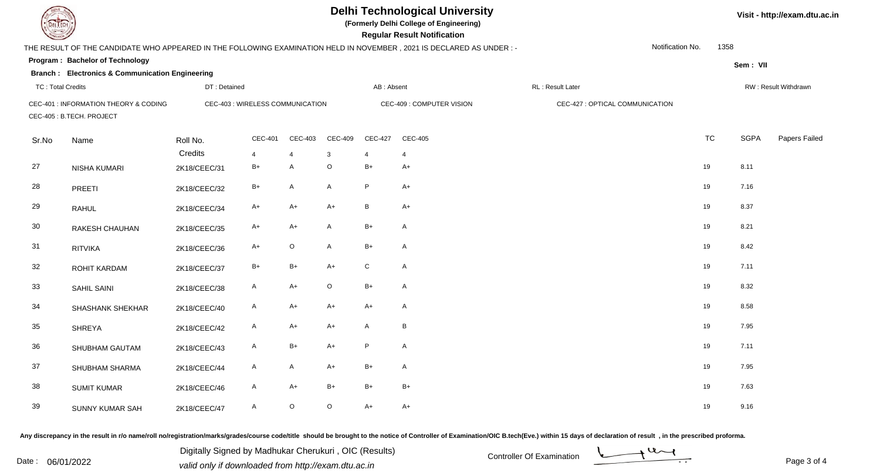# Delhi Technological University

**(Formerly Delhi College of Engineering)**

**Regular Result Notification**

Visit - http://exam.dtu.ac.in

THE RESULT OF THE CANDIDATE WHO APPEARED IN THE FOLLOWING EXAMINATION HELD IN NOVEMBER , 2021 IS DECLARED AS UNDER : -

Notification No. 1358

**Program : Bachelor of Technology**

Sem : VII

**Branch : Electronics & Communication Engineering**

TC : Total Credits | DT : Detained | AB : Absent | RL : Result Later | RW : Result Withdrawn

CEC-401 : INFORMATION THEORY & CODING | CEC-403 : WIRELESS COMMUNICATION | CEC-409 : COMPUTER VISION | CEC-427 : OPTICAL COMMUNICATION | CEC-405 : B.TECH. PROJECT

| Sr.No | Name | Roll No. | CEC-401 | CEC-403 | CEC-409 | CEC-427 | CEC-405 | TC | SGPA | Papers Failed |
|---|---|---|---|---|---|---|---|---|---|---|
| | | Credits | 4 | 4 | 3 | 4 | 4 | | | |
| 27 | NISHA KUMARI | 2K18/CEEC/31 | B+ | A | O | B+ | A+ | 19 | 8.11 | |
| 28 | PREETI | 2K18/CEEC/32 | B+ | A | A | P | A+ | 19 | 7.16 | |
| 29 | RAHUL | 2K18/CEEC/34 | A+ | A+ | A+ | B | A+ | 19 | 8.37 | |
| 30 | RAKESH CHAUHAN | 2K18/CEEC/35 | A+ | A+ | A | B+ | A | 19 | 8.21 | |
| 31 | RITVIKA | 2K18/CEEC/36 | A+ | O | A | B+ | A | 19 | 8.42 | |
| 32 | ROHIT KARDAM | 2K18/CEEC/37 | B+ | B+ | A+ | C | A | 19 | 7.11 | |
| 33 | SAHIL SAINI | 2K18/CEEC/38 | A | A+ | O | B+ | A | 19 | 8.32 | |
| 34 | SHASHANK SHEKHAR | 2K18/CEEC/40 | A | A+ | A+ | A+ | A | 19 | 8.58 | |
| 35 | SHREYA | 2K18/CEEC/42 | A | A+ | A+ | A | B | 19 | 7.95 | |
| 36 | SHUBHAM GAUTAM | 2K18/CEEC/43 | A | B+ | A+ | P | A | 19 | 7.11 | |
| 37 | SHUBHAM SHARMA | 2K18/CEEC/44 | A | A | A+ | B+ | A | 19 | 7.95 | |
| 38 | SUMIT KUMAR | 2K18/CEEC/46 | A | A+ | B+ | B+ | B+ | 19 | 7.63 | |
| 39 | SUNNY KUMAR SAH | 2K18/CEEC/47 | A | O | O | A+ | A+ | 19 | 9.16 | |

**Any discrepancy in the result in r/o name/roll no/registration/marks/grades/course code/title should be brought to the notice of Controller of Examination/OIC B.tech(Eve.) within 15 days of declaration of result , in the prescribed proforma.**

Date : 06/01/2022

Digitally Signed by Madhukar Cherukuri , OIC (Results)
*valid only if downloaded from http://exam.dtu.ac.in*

Controller Of Examination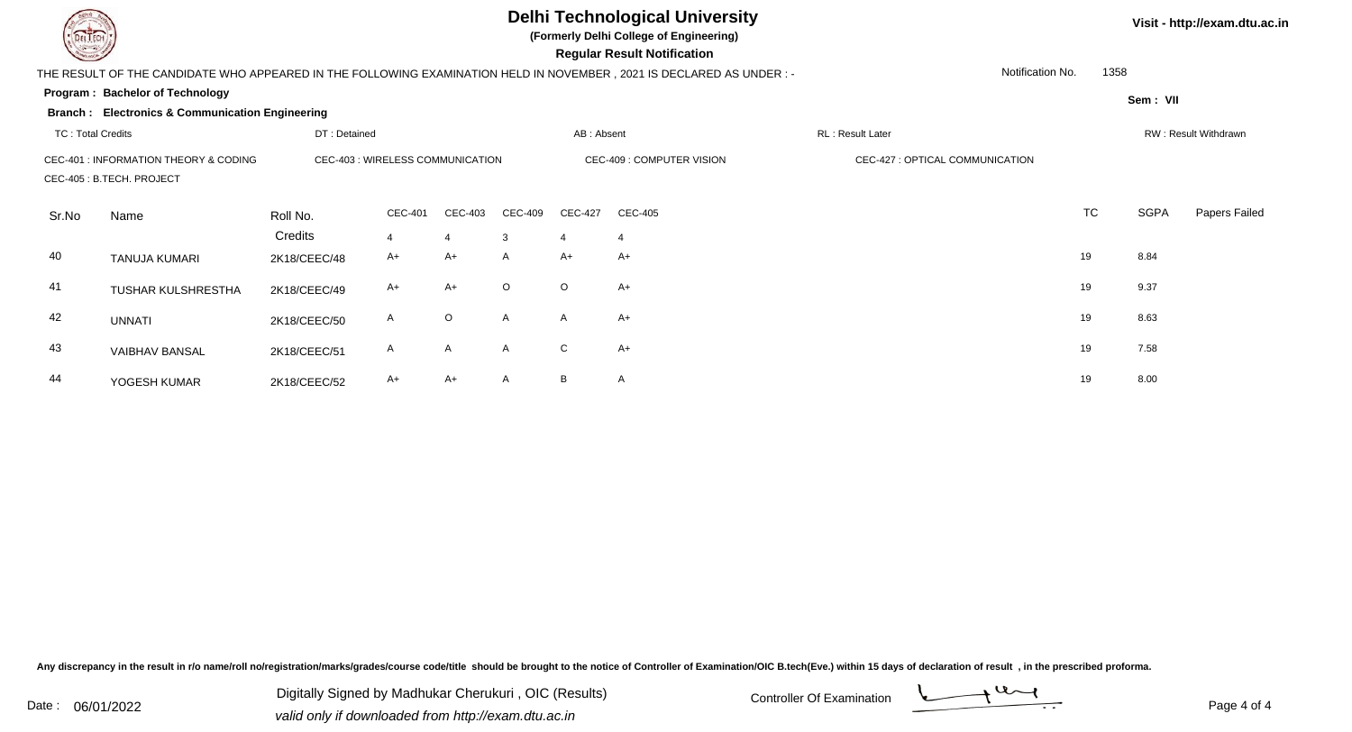# Delhi Technological University

**(Formerly Delhi College of Engineering)**

**Regular Result Notification**

Visit - http://exam.dtu.ac.in

THE RESULT OF THE CANDIDATE WHO APPEARED IN THE FOLLOWING EXAMINATION HELD IN NOVEMBER , 2021 IS DECLARED AS UNDER : -

Notification No. 1358

**Program : Bachelor of Technology**

**Sem : VII**

**Branch : Electronics & Communication Engineering**

TC : Total Credits | DT : Detained | AB : Absent | RL : Result Later | RW : Result Withdrawn

CEC-401 : INFORMATION THEORY & CODING | CEC-403 : WIRELESS COMMUNICATION | CEC-409 : COMPUTER VISION | CEC-427 : OPTICAL COMMUNICATION | CEC-405 : B.TECH. PROJECT

| Sr.No | Name | Roll No. | CEC-401 | CEC-403 | CEC-409 | CEC-427 | CEC-405 | TC | SGPA | Papers Failed |
|---|---|---|---|---|---|---|---|---|---|---|
| | | Credits | 4 | 4 | 3 | 4 | 4 | | | |
| 40 | TANUJA KUMARI | 2K18/CEEC/48 | A+ | A+ | A | A+ | A+ | 19 | 8.84 | |
| 41 | TUSHAR KULSHRESTHA | 2K18/CEEC/49 | A+ | A+ | O | O | A+ | 19 | 9.37 | |
| 42 | UNNATI | 2K18/CEEC/50 | A | O | A | A | A+ | 19 | 8.63 | |
| 43 | VAIBHAV BANSAL | 2K18/CEEC/51 | A | A | A | C | A+ | 19 | 7.58 | |
| 44 | YOGESH KUMAR | 2K18/CEEC/52 | A+ | A+ | A | B | A | 19 | 8.00 | |

Any discrepancy in the result in r/o name/roll no/registration/marks/grades/course code/title should be brought to the notice of Controller of Examination/OIC B.tech(Eve.) within 15 days of declaration of result , in the prescribed proforma.

Date : 06/01/2022

Digitally Signed by Madhukar Cherukuri , OIC (Results)

*valid only if downloaded from http://exam.dtu.ac.in*

Controller Of Examination